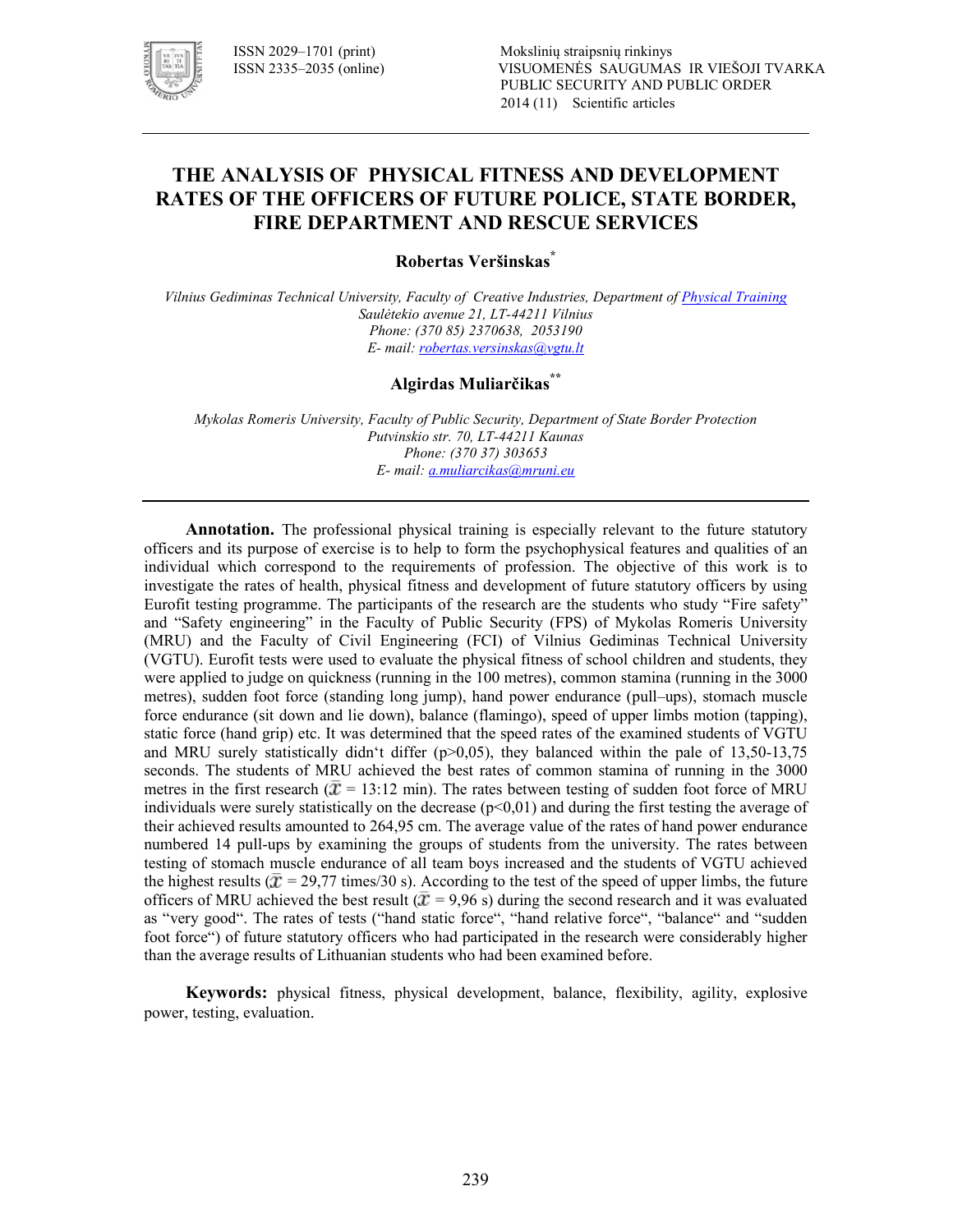# THE ANALYSIS OF PHYSICAL FITNESS AND DEVELOPMENT RATES OF THE OFFICERS OF FUTURE POLICE, STATE BORDER, FIRE DEPARTMENT AND RESCUE SERVICES

**Robertas Veršinskas***

*Vilnius Gediminas Technical University, Faculty of Creative Industries, Department of Physical Training*
*Saulėtekio avenue 21, LT-44211 Vilnius*
*Phone: (370 85) 2370638, 2053190*
*E- mail: robertas.versinskas@vgtu.lt*

**Algirdas Muliarčikas****

*Mykolas Romeris University, Faculty of Public Security, Department of State Border Protection*
*Putvinskio str. 70, LT-44211 Kaunas*
*Phone: (370 37) 303653*
*E- mail: a.muliarcikas@mruni.eu*

---

**Annotation.** The professional physical training is especially relevant to the future statutory officers and its purpose of exercise is to help to form the psychophysical features and qualities of an individual which correspond to the requirements of profession. The objective of this work is to investigate the rates of health, physical fitness and development of future statutory officers by using Eurofit testing programme. The participants of the research are the students who study "Fire safety" and "Safety engineering" in the Faculty of Public Security (FPS) of Mykolas Romeris University (MRU) and the Faculty of Civil Engineering (FCI) of Vilnius Gediminas Technical University (VGTU). Eurofit tests were used to evaluate the physical fitness of school children and students, they were applied to judge on quickness (running in the 100 metres), common stamina (running in the 3000 metres), sudden foot force (standing long jump), hand power endurance (pull–ups), stomach muscle force endurance (sit down and lie down), balance (flamingo), speed of upper limbs motion (tapping), static force (hand grip) etc. It was determined that the speed rates of the examined students of VGTU and MRU surely statistically didn't differ ($p>0,05$), they balanced within the pale of 13,50-13,75 seconds. The students of MRU achieved the best rates of common stamina of running in the 3000 metres in the first research ($\bar{x}$ = 13:12 min). The rates between testing of sudden foot force of MRU individuals were surely statistically on the decrease ($p<0,01$) and during the first testing the average of their achieved results amounted to 264,95 cm. The average value of the rates of hand power endurance numbered 14 pull-ups by examining the groups of students from the university. The rates between testing of stomach muscle endurance of all team boys increased and the students of VGTU achieved the highest results ($\bar{x}$ = 29,77 times/30 s). According to the test of the speed of upper limbs, the future officers of MRU achieved the best result ($\bar{x}$ = 9,96 s) during the second research and it was evaluated as "very good". The rates of tests ("hand static force", "hand relative force", "balance" and "sudden foot force") of future statutory officers who had participated in the research were considerably higher than the average results of Lithuanian students who had been examined before.

**Keywords:** physical fitness, physical development, balance, flexibility, agility, explosive power, testing, evaluation.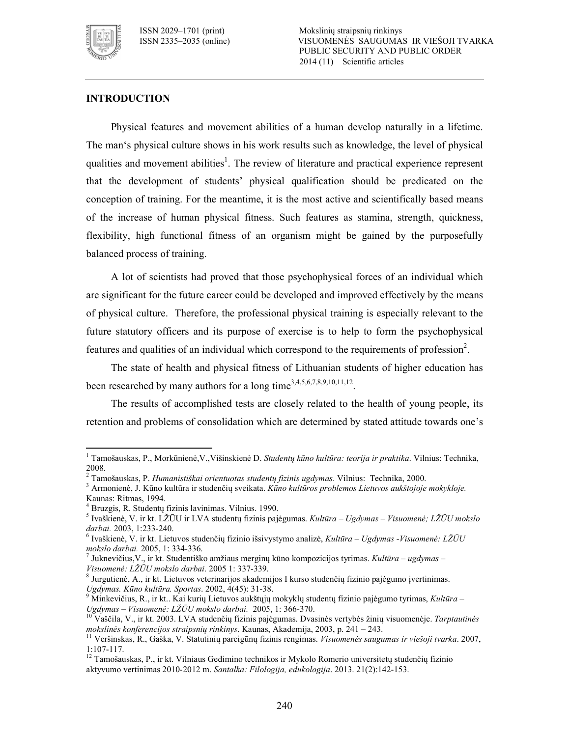## INTRODUCTION

Physical features and movement abilities of a human develop naturally in a lifetime. The man‘s physical culture shows in his work results such as knowledge, the level of physical qualities and movement abilities[1]. The review of literature and practical experience represent that the development of students' physical qualification should be predicated on the conception of training. For the meantime, it is the most active and scientifically based means of the increase of human physical fitness. Such features as stamina, strength, quickness, flexibility, high functional fitness of an organism might be gained by the purposefully balanced process of training.

A lot of scientists had proved that those psychophysical forces of an individual which are significant for the future career could be developed and improved effectively by the means of physical culture. Therefore, the professional physical training is especially relevant to the future statutory officers and its purpose of exercise is to help to form the psychophysical features and qualities of an individual which correspond to the requirements of profession[2].

The state of health and physical fitness of Lithuanian students of higher education has been researched by many authors for a long time[3,4,5,6,7,8,9,10,11,12].

The results of accomplished tests are closely related to the health of young people, its retention and problems of consolidation which are determined by stated attitude towards one's

---

[1] Tamošauskas, P., Morkūnienė,V.,Višinskienė D. *Studentų kūno kultūra: teorija ir praktika*. Vilnius: Technika, 2008.

[2] Tamošauskas, P. *Humanistiškai orientuotas studentų fizinis ugdymas*. Vilnius: Technika, 2000.

[3] Armonienė, J. Kūno kultūra ir studenčių sveikata. *Kūno kultūros problemos Lietuvos aukštojoje mokykloje.* Kaunas: Ritmas, 1994.

[4] Bruzgis, R. Studentų fizinis lavinimas. Vilnius. 1990.

[5] Ivaškienė, V. ir kt. LŽŪU ir LVA studentų fizinis pajėgumas. *Kultūra – Ugdymas – Visuomenė; LŽŪU mokslo darbai.* 2003, 1:233-240.

[6] Ivaškienė, V. ir kt. Lietuvos studenčių fizinio išsivystymo analizė, *Kultūra – Ugdymas -Visuomenė: LŽŪU mokslo darbai.* 2005, 1: 334-336.

[7] Juknevičius,V., ir kt. Studentiško amžiaus merginų kūno kompozicijos tyrimas. *Kultūra – ugdymas – Visuomenė: LŽŪU mokslo darbai*. 2005 1: 337-339.

[8] Jurgutienė, A., ir kt. Lietuvos veterinarijos akademijos I kurso studenčių fizinio pajėgumo įvertinimas. *Ugdymas. Kūno kultūra. Sportas*. 2002, 4(45): 31-38.

[9] Minkevičius, R., ir kt.. Kai kurių Lietuvos aukštųjų mokyklų studentų fizinio pajėgumo tyrimas, *Kultūra – Ugdymas – Visuomenė: LŽŪU mokslo darbai.* 2005, 1: 366-370.

[10] Vaščila, V., ir kt. 2003. LVA studenčių fizinis pajėgumas. Dvasinės vertybės žinių visuomenėje. *Tarptautinės mokslinės konferencijos straipsnių rinkinys*. Kaunas, Akademija, 2003, p. 241 – 243.

[11] Veršinskas, R., Gaška, V. Statutinių pareigūnų fizinis rengimas. *Visuomenės saugumas ir viešoji tvarka*. 2007, 1:107-117.

[12] Tamošauskas, P., ir kt. Vilniaus Gedimino technikos ir Mykolo Romerio universitetų studenčių fizinio aktyvumo vertinimas 2010-2012 m. *Santalka: Filologija, edukologija*. 2013. 21(2):142-153.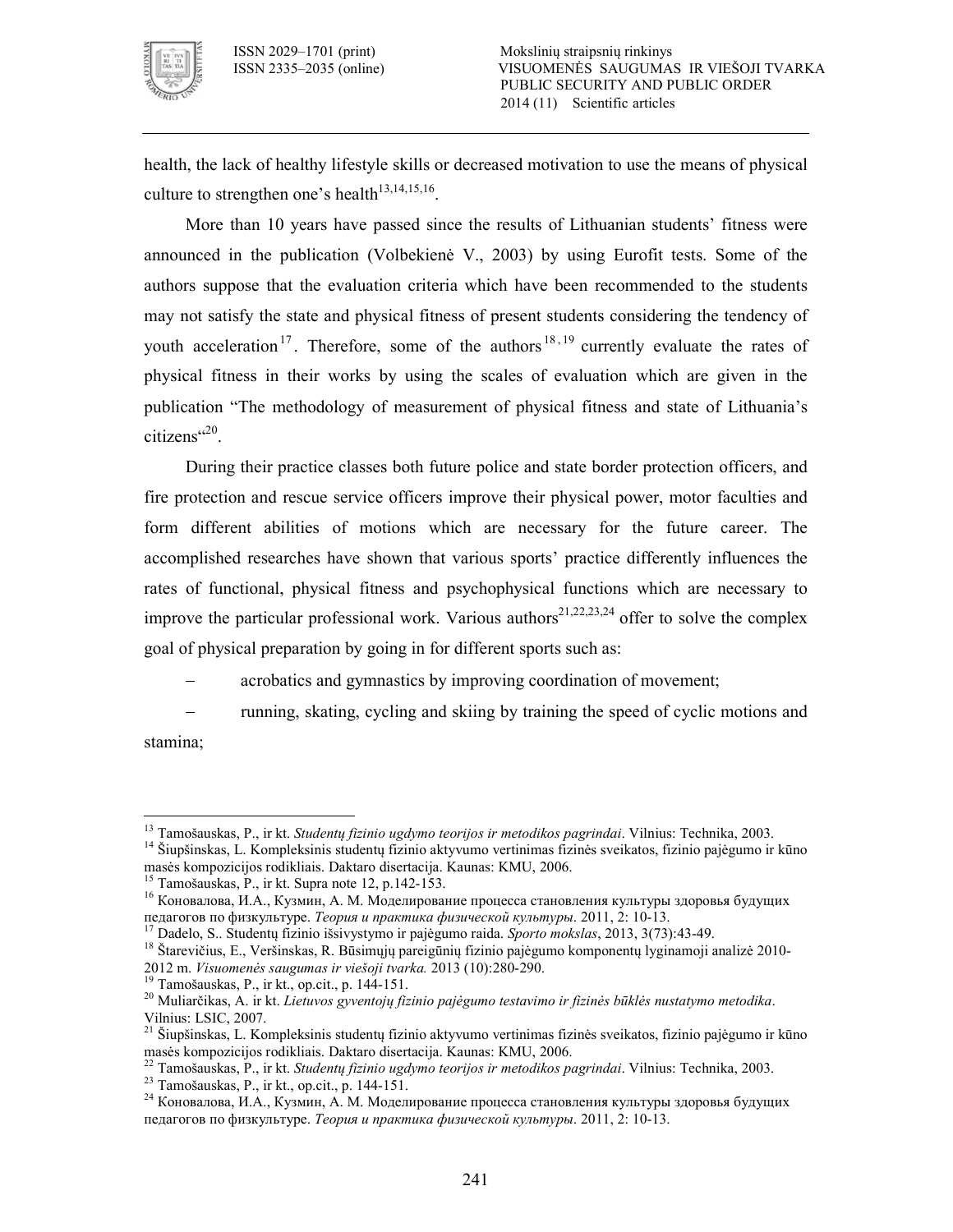health, the lack of healthy lifestyle skills or decreased motivation to use the means of physical culture to strengthen one's health[13,14,15,16].

More than 10 years have passed since the results of Lithuanian students' fitness were announced in the publication (Volbekienė V., 2003) by using Eurofit tests. Some of the authors suppose that the evaluation criteria which have been recommended to the students may not satisfy the state and physical fitness of present students considering the tendency of youth acceleration[17]. Therefore, some of the authors[18,19] currently evaluate the rates of physical fitness in their works by using the scales of evaluation which are given in the publication "The methodology of measurement of physical fitness and state of Lithuania's citizens"[20].

During their practice classes both future police and state border protection officers, and fire protection and rescue service officers improve their physical power, motor faculties and form different abilities of motions which are necessary for the future career. The accomplished researches have shown that various sports' practice differently influences the rates of functional, physical fitness and psychophysical functions which are necessary to improve the particular professional work. Various authors[21,22,23,24] offer to solve the complex goal of physical preparation by going in for different sports such as:

- acrobatics and gymnastics by improving coordination of movement;
- running, skating, cycling and skiing by training the speed of cyclic motions and stamina;

---

[13] Tamošauskas, P., ir kt. *Studentų fizinio ugdymo teorijos ir metodikos pagrindai*. Vilnius: Technika, 2003.

[14] Šiupšinskas, L. Kompleksinis studentų fizinio aktyvumo vertinimas fizinės sveikatos, fizinio pajėgumo ir kūno masės kompozicijos rodikliais. Daktaro disertacija. Kaunas: KMU, 2006.

[15] Tamošauskas, P., ir kt. Supra note 12, p.142-153.

[16] Коновалова, И.А., Кузмин, А. М. Моделирование процесса становления культуры здоровья будущих педагогов по физкультуре. *Теория и практика физической культуры*. 2011, 2: 10-13.

[17] Dadelo, S.. Studentų fizinio išsivystymo ir pajėgumo raida. *Sporto mokslas*, 2013, 3(73):43-49.

[18] Štarevičius, E., Veršinskas, R. Būsimųjų pareigūnių fizinio pajėgumo komponentų lyginamoji analizė 2010-2012 m. *Visuomenės saugumas ir viešoji tvarka.* 2013 (10):280-290.

[19] Tamošauskas, P., ir kt., op.cit., p. 144-151.

[20] Muliarčikas, A. ir kt. *Lietuvos gyventojų fizinio pajėgumo testavimo ir fizinės būklės nustatymo metodika*. Vilnius: LSIC, 2007.

[21] Šiupšinskas, L. Kompleksinis studentų fizinio aktyvumo vertinimas fizinės sveikatos, fizinio pajėgumo ir kūno masės kompozicijos rodikliais. Daktaro disertacija. Kaunas: KMU, 2006.

[22] Tamošauskas, P., ir kt. *Studentų fizinio ugdymo teorijos ir metodikos pagrindai*. Vilnius: Technika, 2003.

[23] Tamošauskas, P., ir kt., op.cit., p. 144-151.

[24] Коновалова, И.А., Кузмин, А. М. Моделирование процесса становления культуры здоровья будущих педагогов по физкультуре. *Теория и практика физической культуры*. 2011, 2: 10-13.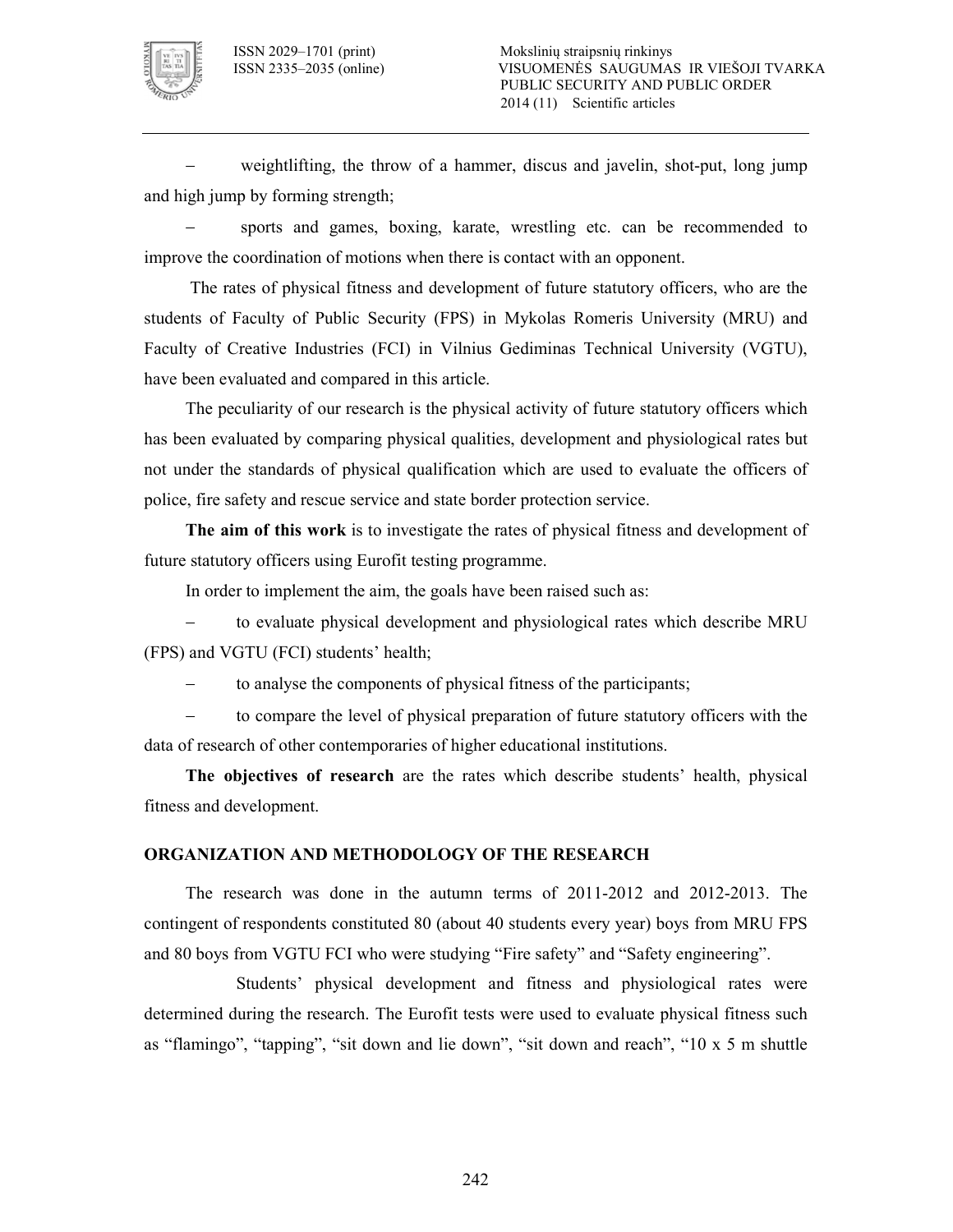– weightlifting, the throw of a hammer, discus and javelin, shot-put, long jump and high jump by forming strength;

– sports and games, boxing, karate, wrestling etc. can be recommended to improve the coordination of motions when there is contact with an opponent.

The rates of physical fitness and development of future statutory officers, who are the students of Faculty of Public Security (FPS) in Mykolas Romeris University (MRU) and Faculty of Creative Industries (FCI) in Vilnius Gediminas Technical University (VGTU), have been evaluated and compared in this article.

The peculiarity of our research is the physical activity of future statutory officers which has been evaluated by comparing physical qualities, development and physiological rates but not under the standards of physical qualification which are used to evaluate the officers of police, fire safety and rescue service and state border protection service.

**The aim of this work** is to investigate the rates of physical fitness and development of future statutory officers using Eurofit testing programme.

In order to implement the aim, the goals have been raised such as:

– to evaluate physical development and physiological rates which describe MRU (FPS) and VGTU (FCI) students' health;

– to analyse the components of physical fitness of the participants;

– to compare the level of physical preparation of future statutory officers with the data of research of other contemporaries of higher educational institutions.

**The objectives of research** are the rates which describe students' health, physical fitness and development.

## ORGANIZATION AND METHODOLOGY OF THE RESEARCH

The research was done in the autumn terms of 2011-2012 and 2012-2013. The contingent of respondents constituted 80 (about 40 students every year) boys from MRU FPS and 80 boys from VGTU FCI who were studying "Fire safety" and "Safety engineering".

Students' physical development and fitness and physiological rates were determined during the research. The Eurofit tests were used to evaluate physical fitness such as "flamingo", "tapping", "sit down and lie down", "sit down and reach", "10 x 5 m shuttle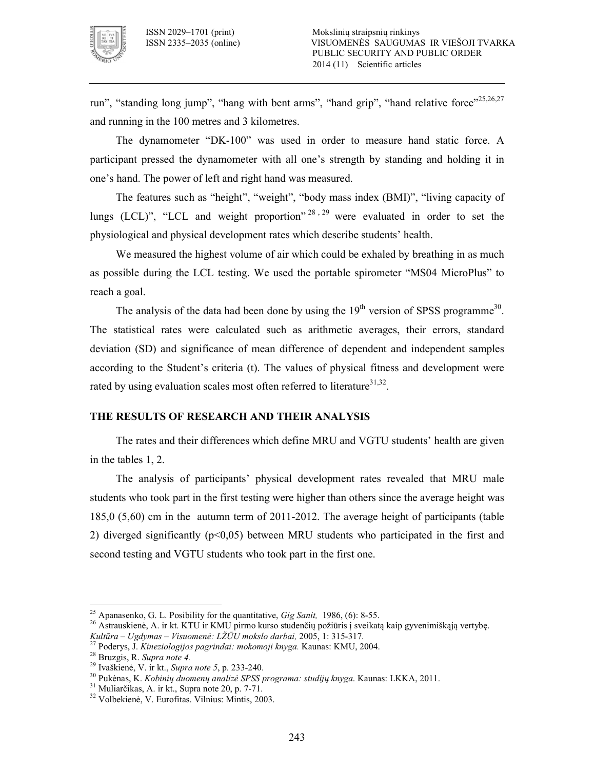run", "standing long jump", "hang with bent arms", "hand grip", "hand relative force"[25,26,27] and running in the 100 metres and 3 kilometres.

The dynamometer "DK-100" was used in order to measure hand static force. A participant pressed the dynamometer with all one's strength by standing and holding it in one's hand. The power of left and right hand was measured.

The features such as "height", "weight", "body mass index (BMI)", "living capacity of lungs (LCL)", "LCL and weight proportion" [28, 29] were evaluated in order to set the physiological and physical development rates which describe students' health.

We measured the highest volume of air which could be exhaled by breathing in as much as possible during the LCL testing. We used the portable spirometer "MS04 MicroPlus" to reach a goal.

The analysis of the data had been done by using the 19th version of SPSS programme[30]. The statistical rates were calculated such as arithmetic averages, their errors, standard deviation (SD) and significance of mean difference of dependent and independent samples according to the Student's criteria (t). The values of physical fitness and development were rated by using evaluation scales most often referred to literature[31,32].

## THE RESULTS OF RESEARCH AND THEIR ANALYSIS

The rates and their differences which define MRU and VGTU students' health are given in the tables 1, 2.

The analysis of participants' physical development rates revealed that MRU male students who took part in the first testing were higher than others since the average height was 185,0 (5,60) cm in the autumn term of 2011-2012. The average height of participants (table 2) diverged significantly ($p<0,05$) between MRU students who participated in the first and second testing and VGTU students who took part in the first one.

---

[25] Apanasenko, G. L. Posibility for the quantitative, *Gig Sanit,* 1986, (6): 8-55.

[26] Astrauskienė, A. ir kt. KTU ir KMU pirmo kurso studenčių požiūris į sveikatą kaip gyvenimiškąją vertybę. *Kultūra – Ugdymas – Visuomenė: LŽŪU mokslo darbai,* 2005, 1: 315-317.

[27] Poderys, J. *Kineziologijos pagrindai: mokomoji knyga.* Kaunas: KMU, 2004.

[28] Bruzgis, R. *Supra note 4.*

[29] Ivaškienė, V. ir kt., *Supra note 5*, p. 233-240.

[30] Pukėnas, K. *Kobinių duomenų analizė SPSS programa: studijų knyga*. Kaunas: LKKA, 2011.

[31] Muliarčikas, A. ir kt., Supra note 20, p. 7-71.

[32] Volbekienė, V. Eurofitas. Vilnius: Mintis, 2003.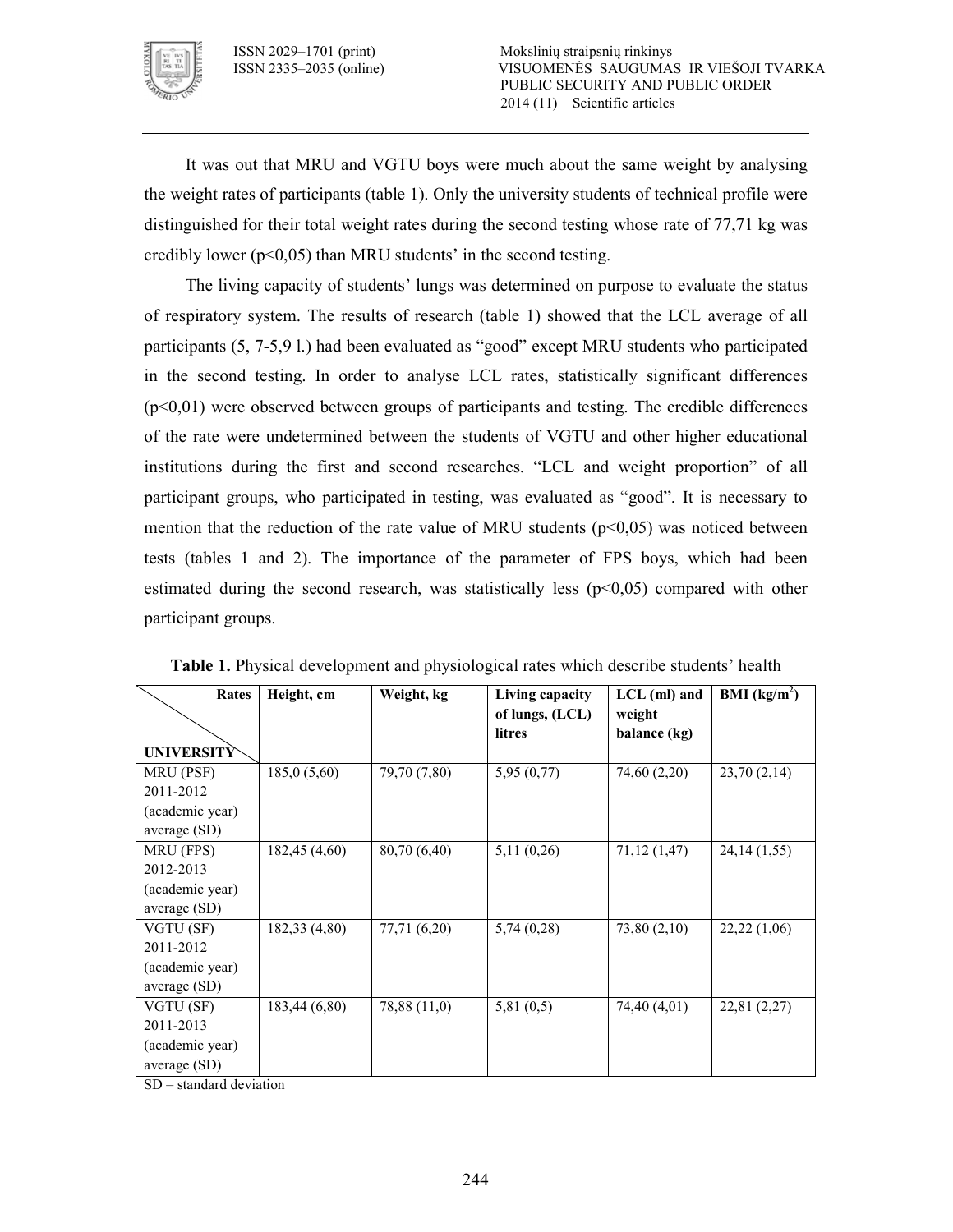It was out that MRU and VGTU boys were much about the same weight by analysing the weight rates of participants (table 1). Only the university students of technical profile were distinguished for their total weight rates during the second testing whose rate of 77,71 kg was credibly lower ($p<0,05$) than MRU students' in the second testing.

The living capacity of students' lungs was determined on purpose to evaluate the status of respiratory system. The results of research (table 1) showed that the LCL average of all participants (5, 7-5,9 l.) had been evaluated as "good" except MRU students who participated in the second testing. In order to analyse LCL rates, statistically significant differences ($p<0,01$) were observed between groups of participants and testing. The credible differences of the rate were undetermined between the students of VGTU and other higher educational institutions during the first and second researches. "LCL and weight proportion" of all participant groups, who participated in testing, was evaluated as "good". It is necessary to mention that the reduction of the rate value of MRU students ($p<0,05$) was noticed between tests (tables 1 and 2). The importance of the parameter of FPS boys, which had been estimated during the second research, was statistically less ($p<0,05$) compared with other participant groups.

**Table 1.** Physical development and physiological rates which describe students' health

| Rates / UNIVERSITY | Height, cm | Weight, kg | Living capacity of lungs, (LCL) litres | LCL (ml) and weight balance (kg) | BMI (kg/m$^2$) |
|---|---|---|---|---|---|
| MRU (PSF) 2011-2012 (academic year) average (SD) | 185,0 (5,60) | 79,70 (7,80) | 5,95 (0,77) | 74,60 (2,20) | 23,70 (2,14) |
| MRU (FPS) 2012-2013 (academic year) average (SD) | 182,45 (4,60) | 80,70 (6,40) | 5,11 (0,26) | 71,12 (1,47) | 24,14 (1,55) |
| VGTU (SF) 2011-2012 (academic year) average (SD) | 182,33 (4,80) | 77,71 (6,20) | 5,74 (0,28) | 73,80 (2,10) | 22,22 (1,06) |
| VGTU (SF) 2011-2013 (academic year) average (SD) | 183,44 (6,80) | 78,88 (11,0) | 5,81 (0,5) | 74,40 (4,01) | 22,81 (2,27) |

SD – standard deviation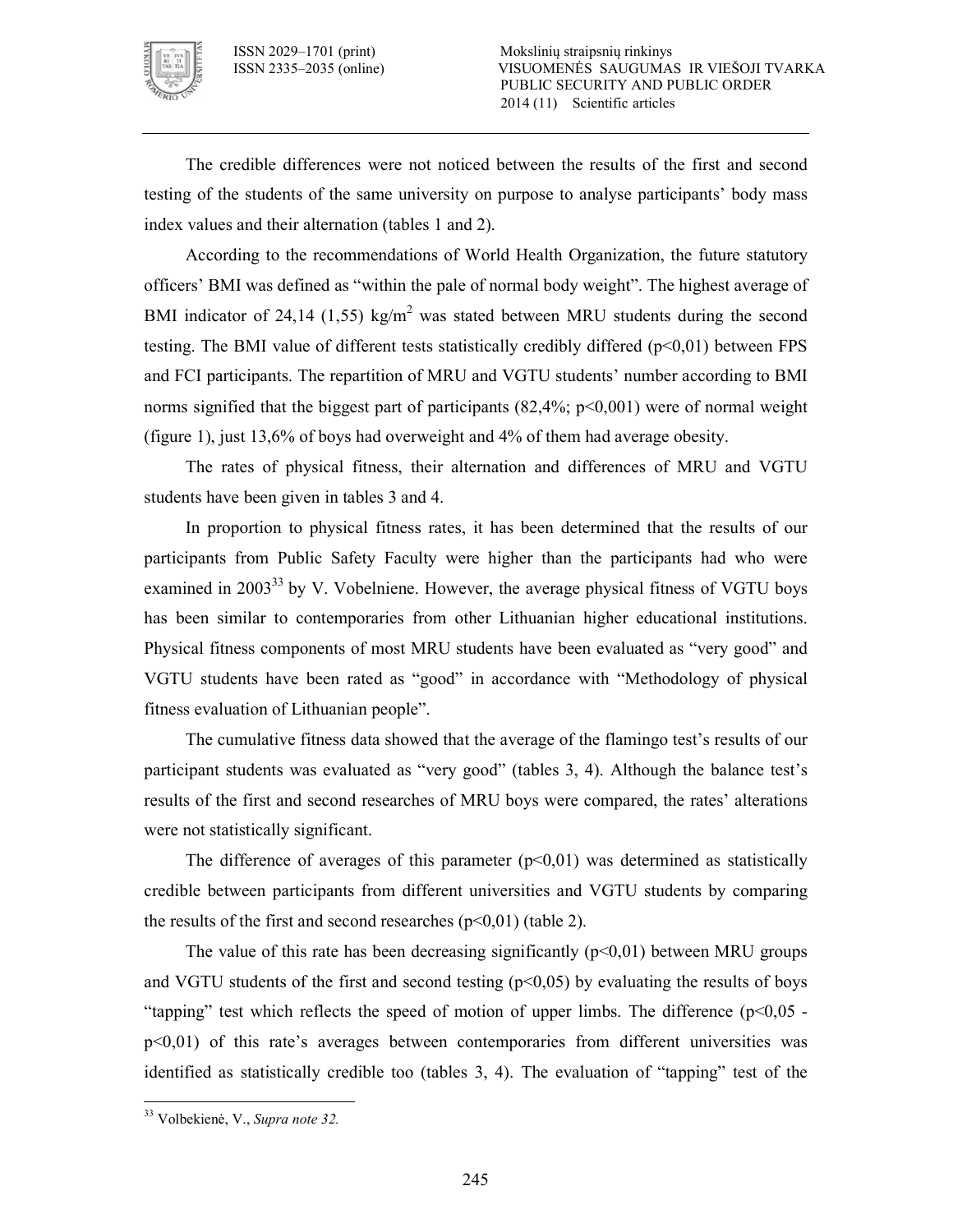The credible differences were not noticed between the results of the first and second testing of the students of the same university on purpose to analyse participants' body mass index values and their alternation (tables 1 and 2).

According to the recommendations of World Health Organization, the future statutory officers' BMI was defined as "within the pale of normal body weight". The highest average of BMI indicator of 24,14 (1,55) kg/m$^2$ was stated between MRU students during the second testing. The BMI value of different tests statistically credibly differed ($p<0,01$) between FPS and FCI participants. The repartition of MRU and VGTU students' number according to BMI norms signified that the biggest part of participants (82,4%; $p<0,001$) were of normal weight (figure 1), just 13,6% of boys had overweight and 4% of them had average obesity.

The rates of physical fitness, their alternation and differences of MRU and VGTU students have been given in tables 3 and 4.

In proportion to physical fitness rates, it has been determined that the results of our participants from Public Safety Faculty were higher than the participants had who were examined in 2003[33] by V. Vobelniene. However, the average physical fitness of VGTU boys has been similar to contemporaries from other Lithuanian higher educational institutions. Physical fitness components of most MRU students have been evaluated as "very good" and VGTU students have been rated as "good" in accordance with "Methodology of physical fitness evaluation of Lithuanian people".

The cumulative fitness data showed that the average of the flamingo test's results of our participant students was evaluated as "very good" (tables 3, 4). Although the balance test's results of the first and second researches of MRU boys were compared, the rates' alterations were not statistically significant.

The difference of averages of this parameter ($p<0,01$) was determined as statistically credible between participants from different universities and VGTU students by comparing the results of the first and second researches ($p<0,01$) (table 2).

The value of this rate has been decreasing significantly ($p<0,01$) between MRU groups and VGTU students of the first and second testing ($p<0,05$) by evaluating the results of boys "tapping" test which reflects the speed of motion of upper limbs. The difference ($p<0,05$ - $p<0,01$) of this rate's averages between contemporaries from different universities was identified as statistically credible too (tables 3, 4). The evaluation of "tapping" test of the

---

[33] Volbekienė, V., *Supra note 32.*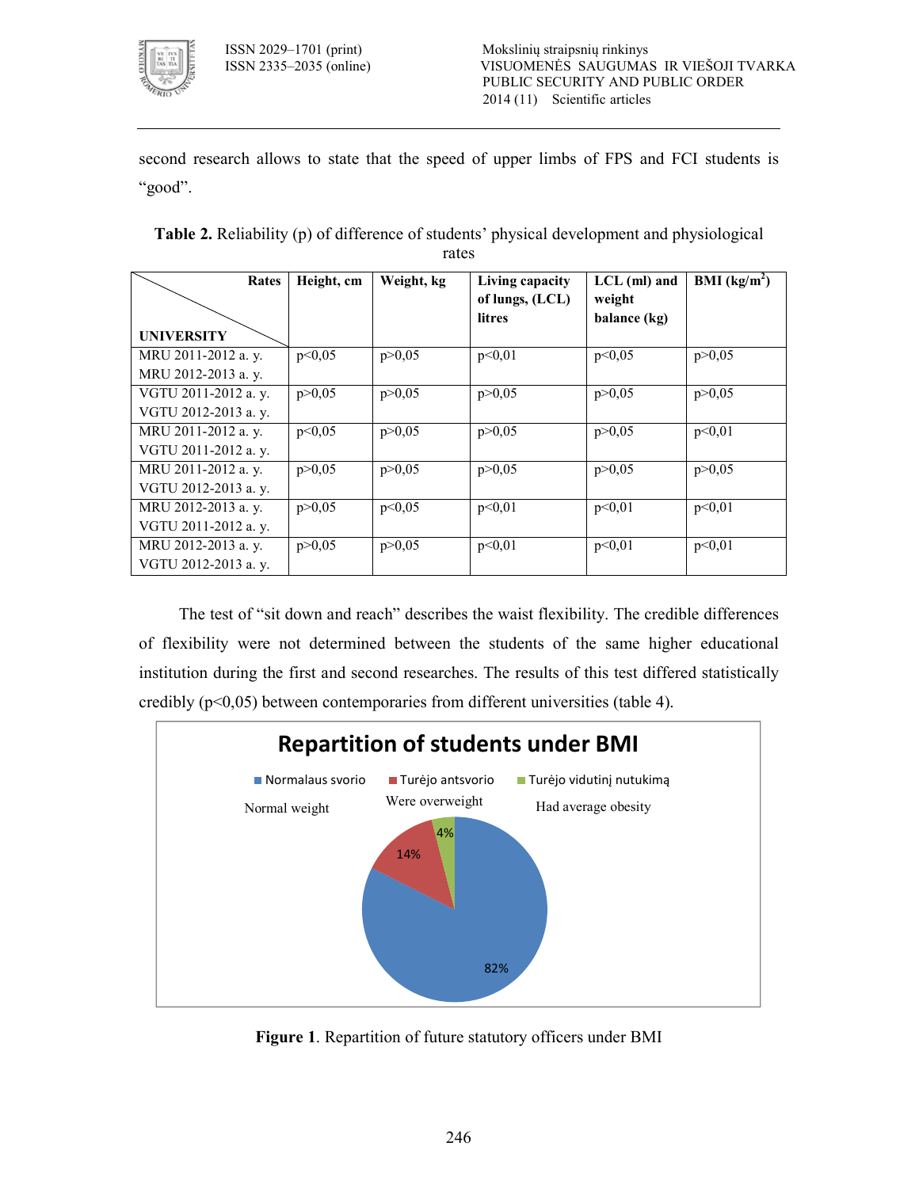second research allows to state that the speed of upper limbs of FPS and FCI students is "good".

**Table 2.** Reliability (p) of difference of students' physical development and physiological rates

| UNIVERSITY \ Rates | Height, cm | Weight, kg | Living capacity of lungs, (LCL) litres | LCL (ml) and weight balance (kg) | BMI (kg/m$^2$) |
|---|---|---|---|---|---|
| MRU 2011-2012 a. y. MRU 2012-2013 a. y. | p<0,05 | p>0,05 | p<0,01 | p<0,05 | p>0,05 |
| VGTU 2011-2012 a. y. VGTU 2012-2013 a. y. | p>0,05 | p>0,05 | p>0,05 | p>0,05 | p>0,05 |
| MRU 2011-2012 a. y. VGTU 2011-2012 a. y. | p<0,05 | p>0,05 | p>0,05 | p>0,05 | p<0,01 |
| MRU 2011-2012 a. y. VGTU 2012-2013 a. y. | p>0,05 | p>0,05 | p>0,05 | p>0,05 | p>0,05 |
| MRU 2012-2013 a. y. VGTU 2011-2012 a. y. | p>0,05 | p<0,05 | p<0,01 | p<0,01 | p<0,01 |
| MRU 2012-2013 a. y. VGTU 2012-2013 a. y. | p>0,05 | p>0,05 | p<0,01 | p<0,01 | p<0,01 |

The test of "sit down and reach" describes the waist flexibility. The credible differences of flexibility were not determined between the students of the same higher educational institution during the first and second researches. The results of this test differed statistically credibly ($p<0,05$) between contemporaries from different universities (table 4).

**Repartition of students under BMI**

- Normalaus svorio (Normal weight): 82%
- Turėjo antsvorio (Were overweight): 14%
- Turėjo vidutinį nutukimą (Had average obesity): 4%

**Figure 1**. Repartition of future statutory officers under BMI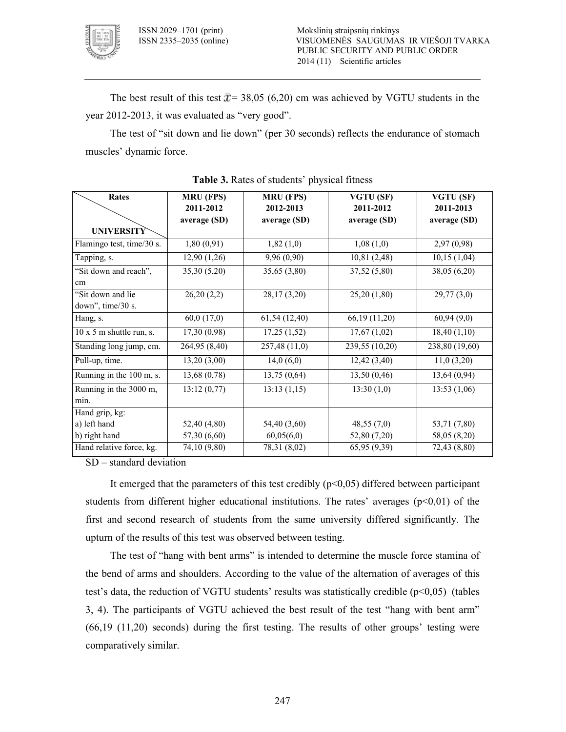The best result of this test $\bar{x}$= 38,05 (6,20) cm was achieved by VGTU students in the year 2012-2013, it was evaluated as "very good".

The test of "sit down and lie down" (per 30 seconds) reflects the endurance of stomach muscles' dynamic force.

**Table 3.** Rates of students' physical fitness

| Rates / UNIVERSITY | MRU (FPS) 2011-2012 average (SD) | MRU (FPS) 2012-2013 average (SD) | VGTU (SF) 2011-2012 average (SD) | VGTU (SF) 2011-2013 average (SD) |
|---|---|---|---|---|
| Flamingo test, time/30 s. | 1,80 (0,91) | 1,82 (1,0) | 1,08 (1,0) | 2,97 (0,98) |
| Tapping, s. | 12,90 (1,26) | 9,96 (0,90) | 10,81 (2,48) | 10,15 (1,04) |
| "Sit down and reach", cm | 35,30 (5,20) | 35,65 (3,80) | 37,52 (5,80) | 38,05 (6,20) |
| "Sit down and lie down", time/30 s. | 26,20 (2,2) | 28,17 (3,20) | 25,20 (1,80) | 29,77 (3,0) |
| Hang, s. | 60,0 (17,0) | 61,54 (12,40) | 66,19 (11,20) | 60,94 (9,0) |
| 10 x 5 m shuttle run, s. | 17,30 (0,98) | 17,25 (1,52) | 17,67 (1,02) | 18,40 (1,10) |
| Standing long jump, cm. | 264,95 (8,40) | 257,48 (11,0) | 239,55 (10,20) | 238,80 (19,60) |
| Pull-up, time. | 13,20 (3,00) | 14,0 (6,0) | 12,42 (3,40) | 11,0 (3,20) |
| Running in the 100 m, s. | 13,68 (0,78) | 13,75 (0,64) | 13,50 (0,46) | 13,64 (0,94) |
| Running in the 3000 m, min. | 13:12 (0,77) | 13:13 (1,15) | 13:30 (1,0) | 13:53 (1,06) |
| Hand grip, kg: | | | | |
| a) left hand | 52,40 (4,80) | 54,40 (3,60) | 48,55 (7,0) | 53,71 (7,80) |
| b) right hand | 57,30 (6,60) | 60,05(6,0) | 52,80 (7,20) | 58,05 (8,20) |
| Hand relative force, kg. | 74,10 (9,80) | 78,31 (8,02) | 65,95 (9,39) | 72,43 (8,80) |

SD – standard deviation

It emerged that the parameters of this test credibly ($p<0,05$) differed between participant students from different higher educational institutions. The rates' averages ($p<0,01$) of the first and second research of students from the same university differed significantly. The upturn of the results of this test was observed between testing.

The test of "hang with bent arms" is intended to determine the muscle force stamina of the bend of arms and shoulders. According to the value of the alternation of averages of this test's data, the reduction of VGTU students' results was statistically credible ($p<0,05$) (tables 3, 4). The participants of VGTU achieved the best result of the test "hang with bent arm" (66,19 (11,20) seconds) during the first testing. The results of other groups' testing were comparatively similar.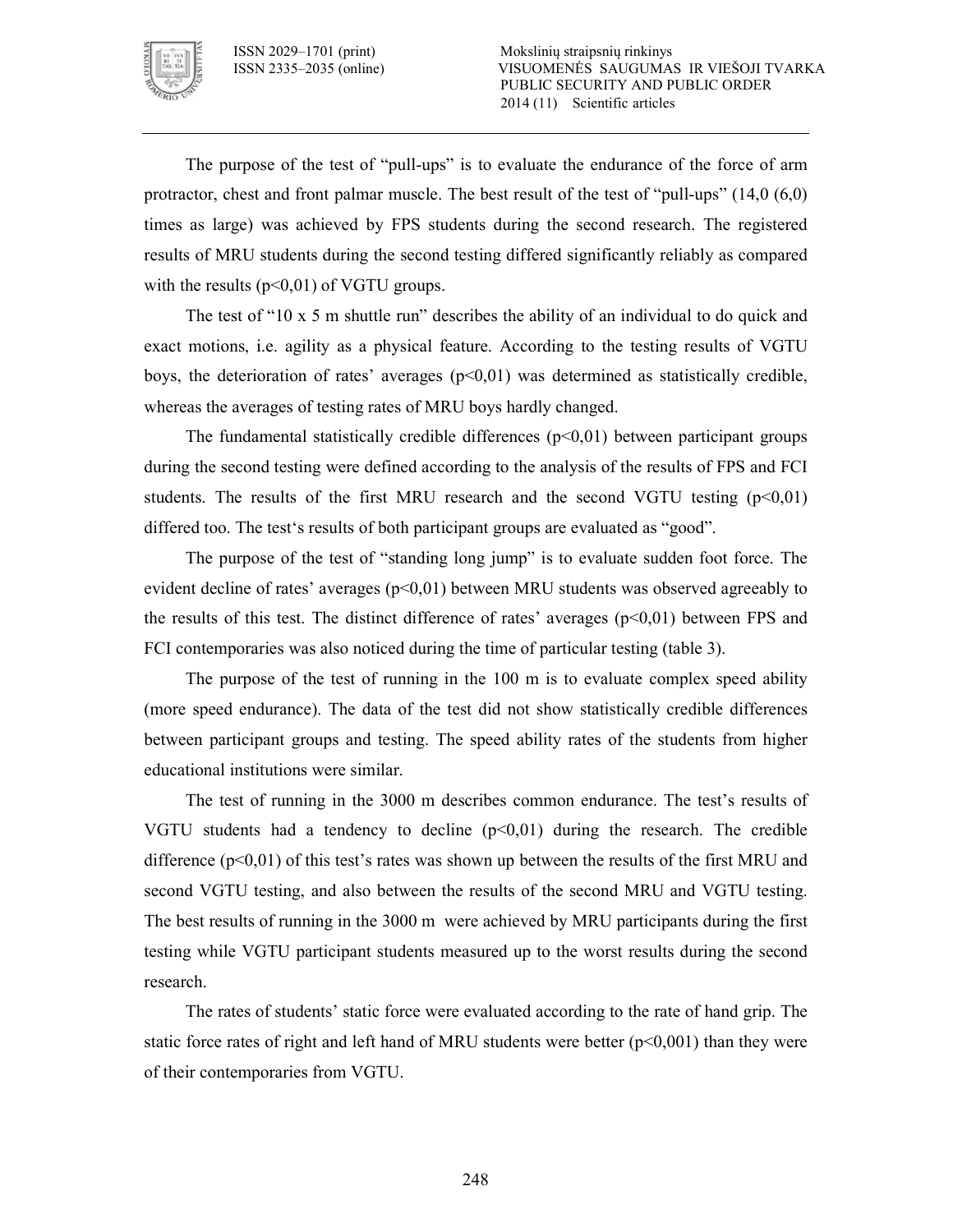The purpose of the test of "pull-ups" is to evaluate the endurance of the force of arm protractor, chest and front palmar muscle. The best result of the test of "pull-ups" (14,0 (6,0) times as large) was achieved by FPS students during the second research. The registered results of MRU students during the second testing differed significantly reliably as compared with the results ($p<0,01$) of VGTU groups.

The test of "10 x 5 m shuttle run" describes the ability of an individual to do quick and exact motions, i.e. agility as a physical feature. According to the testing results of VGTU boys, the deterioration of rates' averages ($p<0,01$) was determined as statistically credible, whereas the averages of testing rates of MRU boys hardly changed.

The fundamental statistically credible differences ($p<0,01$) between participant groups during the second testing were defined according to the analysis of the results of FPS and FCI students. The results of the first MRU research and the second VGTU testing ($p<0,01$) differed too. The test's results of both participant groups are evaluated as "good".

The purpose of the test of "standing long jump" is to evaluate sudden foot force. The evident decline of rates' averages ($p<0,01$) between MRU students was observed agreeably to the results of this test. The distinct difference of rates' averages ($p<0,01$) between FPS and FCI contemporaries was also noticed during the time of particular testing (table 3).

The purpose of the test of running in the 100 m is to evaluate complex speed ability (more speed endurance). The data of the test did not show statistically credible differences between participant groups and testing. The speed ability rates of the students from higher educational institutions were similar.

The test of running in the 3000 m describes common endurance. The test's results of VGTU students had a tendency to decline ($p<0,01$) during the research. The credible difference ($p<0,01$) of this test's rates was shown up between the results of the first MRU and second VGTU testing, and also between the results of the second MRU and VGTU testing. The best results of running in the 3000 m were achieved by MRU participants during the first testing while VGTU participant students measured up to the worst results during the second research.

The rates of students' static force were evaluated according to the rate of hand grip. The static force rates of right and left hand of MRU students were better ($p<0,001$) than they were of their contemporaries from VGTU.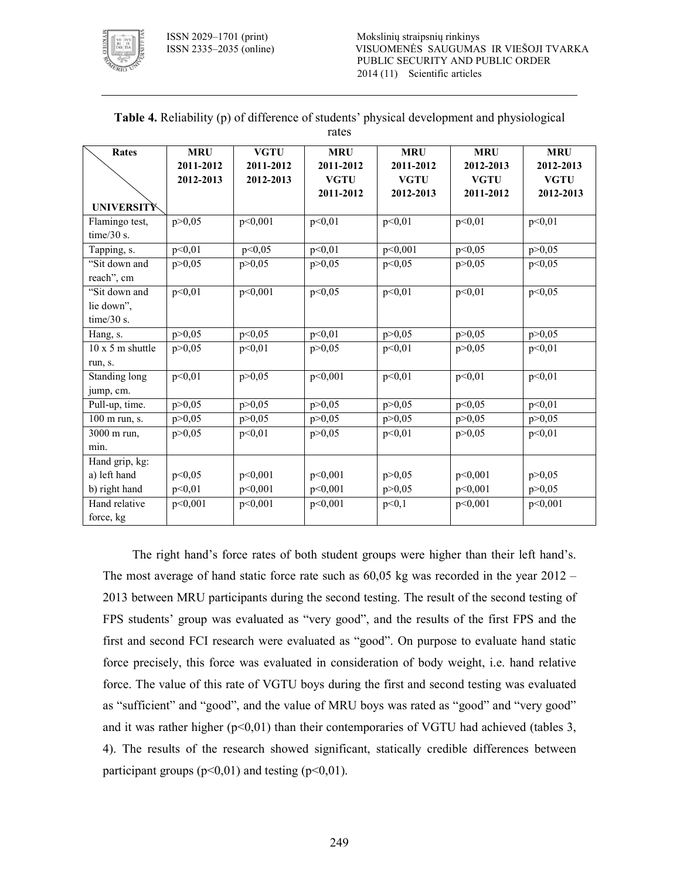**Table 4.** Reliability (p) of difference of students' physical development and physiological rates

| Rates / UNIVERSITY | MRU 2011-2012 2012-2013 | VGTU 2011-2012 2012-2013 | MRU 2011-2012 VGTU 2011-2012 | MRU 2011-2012 VGTU 2012-2013 | MRU 2012-2013 VGTU 2011-2012 | MRU 2012-2013 VGTU 2012-2013 |
|---|---|---|---|---|---|---|
| Flamingo test, time/30 s. | p>0,05 | p<0,001 | p<0,01 | p<0,01 | p<0,01 | p<0,01 |
| Tapping, s. | p<0,01 | p<0,05 | p<0,01 | p<0,001 | p<0,05 | p>0,05 |
| "Sit down and reach", cm | p>0,05 | p>0,05 | p>0,05 | p<0,05 | p>0,05 | p<0,05 |
| "Sit down and lie down", time/30 s. | p<0,01 | p<0,001 | p<0,05 | p<0,01 | p<0,01 | p<0,05 |
| Hang, s. | p>0,05 | p<0,05 | p<0,01 | p>0,05 | p>0,05 | p>0,05 |
| 10 x 5 m shuttle run, s. | p>0,05 | p<0,01 | p>0,05 | p<0,01 | p>0,05 | p<0,01 |
| Standing long jump, cm. | p<0,01 | p>0,05 | p<0,001 | p<0,01 | p<0,01 | p<0,01 |
| Pull-up, time. | p>0,05 | p>0,05 | p>0,05 | p>0,05 | p<0,05 | p<0,01 |
| 100 m run, s. | p>0,05 | p>0,05 | p>0,05 | p>0,05 | p>0,05 | p>0,05 |
| 3000 m run, min. | p>0,05 | p<0,01 | p>0,05 | p<0,01 | p>0,05 | p<0,01 |
| Hand grip, kg: | | | | | | |
| a) left hand | p<0,05 | p<0,001 | p<0,001 | p>0,05 | p<0,001 | p>0,05 |
| b) right hand | p<0,01 | p<0,001 | p<0,001 | p>0,05 | p<0,001 | p>0,05 |
| Hand relative force, kg | p<0,001 | p<0,001 | p<0,001 | p<0,1 | p<0,001 | p<0,001 |

The right hand's force rates of both student groups were higher than their left hand's. The most average of hand static force rate such as 60,05 kg was recorded in the year 2012 – 2013 between MRU participants during the second testing. The result of the second testing of FPS students' group was evaluated as "very good", and the results of the first FPS and the first and second FCI research were evaluated as "good". On purpose to evaluate hand static force precisely, this force was evaluated in consideration of body weight, i.e. hand relative force. The value of this rate of VGTU boys during the first and second testing was evaluated as "sufficient" and "good", and the value of MRU boys was rated as "good" and "very good" and it was rather higher ($p<0,01$) than their contemporaries of VGTU had achieved (tables 3, 4). The results of the research showed significant, statically credible differences between participant groups ($p<0,01$) and testing ($p<0,01$).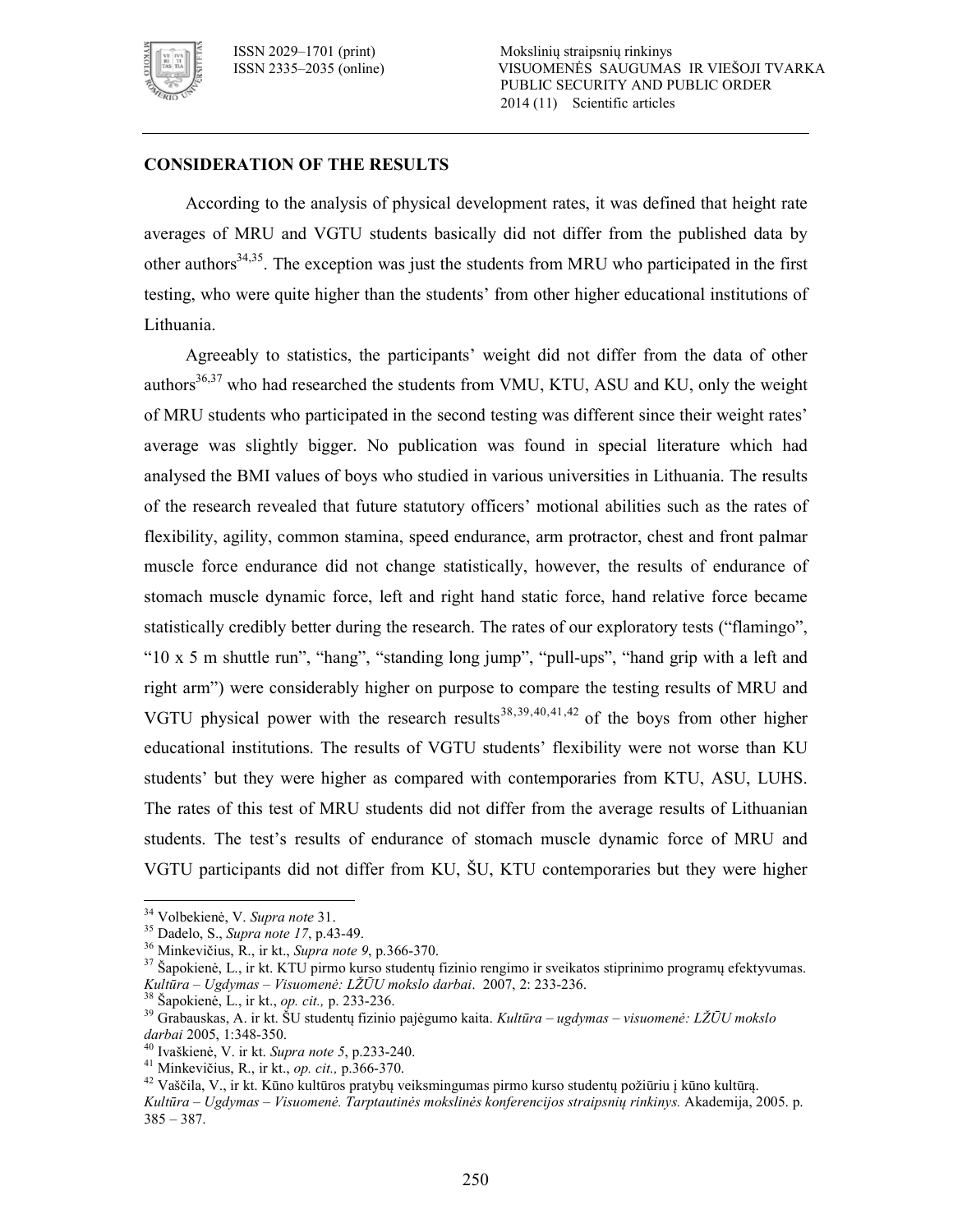## CONSIDERATION OF THE RESULTS

According to the analysis of physical development rates, it was defined that height rate averages of MRU and VGTU students basically did not differ from the published data by other authors[34,35]. The exception was just the students from MRU who participated in the first testing, who were quite higher than the students' from other higher educational institutions of Lithuania.

Agreeably to statistics, the participants' weight did not differ from the data of other authors[36,37] who had researched the students from VMU, KTU, ASU and KU, only the weight of MRU students who participated in the second testing was different since their weight rates' average was slightly bigger. No publication was found in special literature which had analysed the BMI values of boys who studied in various universities in Lithuania. The results of the research revealed that future statutory officers' motional abilities such as the rates of flexibility, agility, common stamina, speed endurance, arm protractor, chest and front palmar muscle force endurance did not change statistically, however, the results of endurance of stomach muscle dynamic force, left and right hand static force, hand relative force became statistically credibly better during the research. The rates of our exploratory tests ("flamingo", "10 x 5 m shuttle run", "hang", "standing long jump", "pull-ups", "hand grip with a left and right arm") were considerably higher on purpose to compare the testing results of MRU and VGTU physical power with the research results[38,39,40,41,42] of the boys from other higher educational institutions. The results of VGTU students' flexibility were not worse than KU students' but they were higher as compared with contemporaries from KTU, ASU, LUHS. The rates of this test of MRU students did not differ from the average results of Lithuanian students. The test's results of endurance of stomach muscle dynamic force of MRU and VGTU participants did not differ from KU, ŠU, KTU contemporaries but they were higher

---

[34] Volbekienė, V. *Supra note* 31.

[35] Dadelo, S., *Supra note 17*, p.43-49.

[36] Minkevičius, R., ir kt., *Supra note 9*, p.366-370.

[37] Šapokienė, L., ir kt. KTU pirmo kurso studentų fizinio rengimo ir sveikatos stiprinimo programų efektyvumas. *Kultūra – Ugdymas – Visuomenė: LŽŪU mokslo darbai*. 2007, 2: 233-236.

[38] Šapokienė, L., ir kt., *op. cit.,* p. 233-236.

[39] Grabauskas, A. ir kt. ŠU studentų fizinio pajėgumo kaita. *Kultūra – ugdymas – visuomenė: LŽŪU mokslo darbai* 2005, 1:348-350.

[40] Ivaškienė, V. ir kt. *Supra note 5*, p.233-240.

[41] Minkevičius, R., ir kt., *op. cit.,* p.366-370.

[42] Vaščila, V., ir kt. Kūno kultūros pratybų veiksmingumas pirmo kurso studentų požiūriu į kūno kultūrą. *Kultūra – Ugdymas – Visuomenė. Tarptautinės mokslinės konferencijos straipsnių rinkinys.* Akademija, 2005. p. 385 – 387.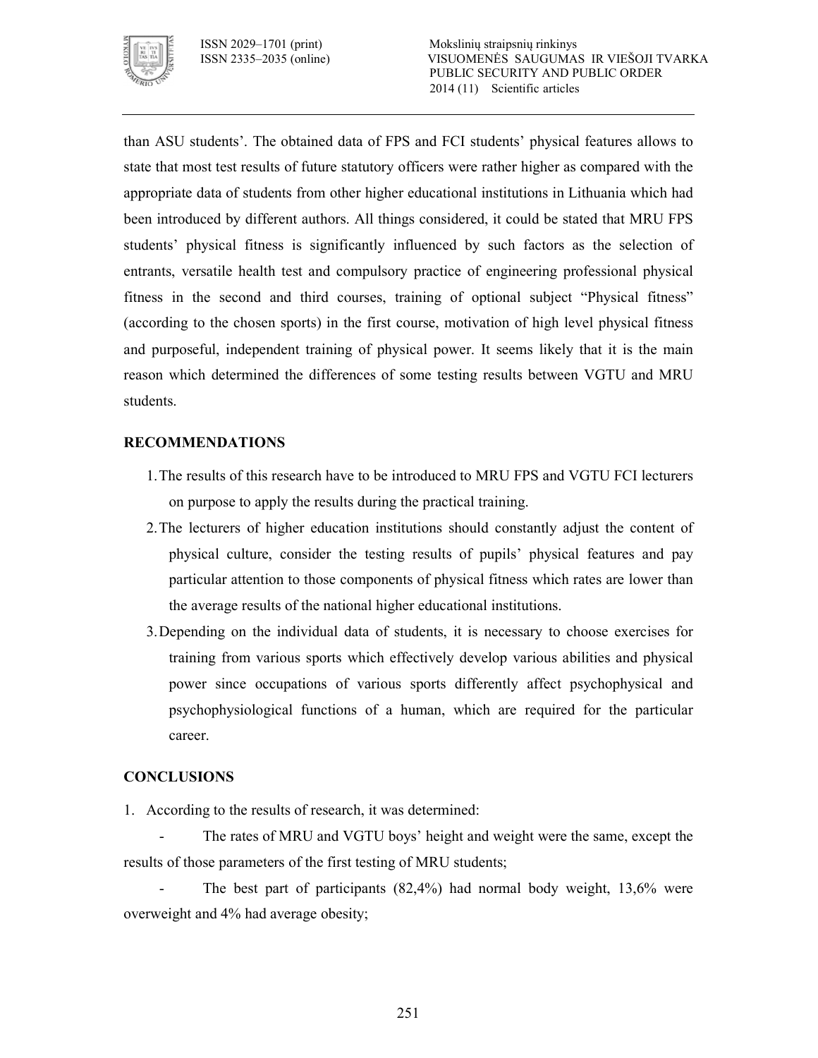than ASU students'. The obtained data of FPS and FCI students' physical features allows to state that most test results of future statutory officers were rather higher as compared with the appropriate data of students from other higher educational institutions in Lithuania which had been introduced by different authors. All things considered, it could be stated that MRU FPS students' physical fitness is significantly influenced by such factors as the selection of entrants, versatile health test and compulsory practice of engineering professional physical fitness in the second and third courses, training of optional subject "Physical fitness" (according to the chosen sports) in the first course, motivation of high level physical fitness and purposeful, independent training of physical power. It seems likely that it is the main reason which determined the differences of some testing results between VGTU and MRU students.

## RECOMMENDATIONS

1. The results of this research have to be introduced to MRU FPS and VGTU FCI lecturers on purpose to apply the results during the practical training.
2. The lecturers of higher education institutions should constantly adjust the content of physical culture, consider the testing results of pupils' physical features and pay particular attention to those components of physical fitness which rates are lower than the average results of the national higher educational institutions.
3. Depending on the individual data of students, it is necessary to choose exercises for training from various sports which effectively develop various abilities and physical power since occupations of various sports differently affect psychophysical and psychophysiological functions of a human, which are required for the particular career.

## CONCLUSIONS

1. According to the results of research, it was determined:

- The rates of MRU and VGTU boys' height and weight were the same, except the results of those parameters of the first testing of MRU students;
- The best part of participants (82,4%) had normal body weight, 13,6% were overweight and 4% had average obesity;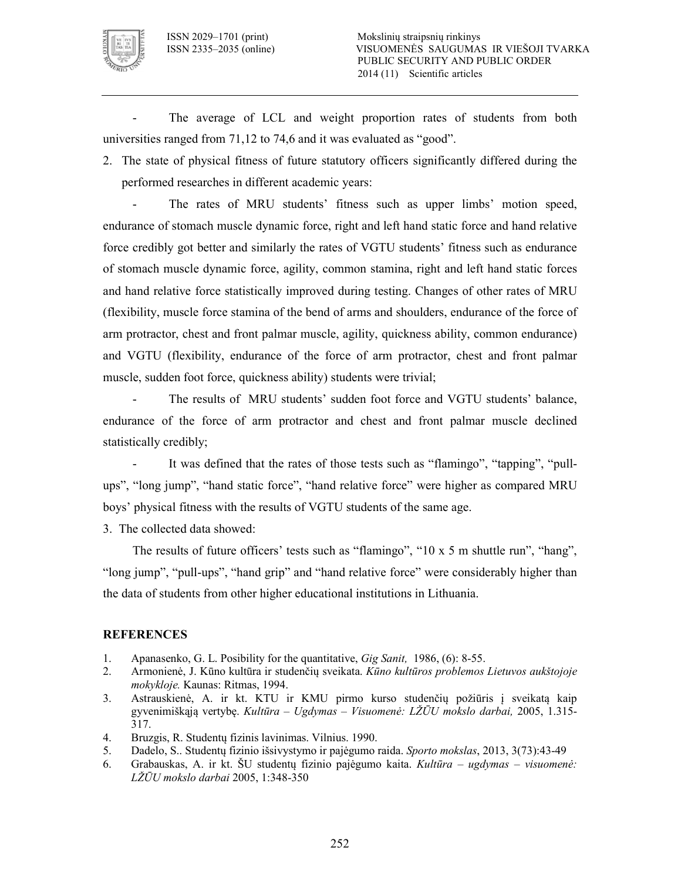- The average of LCL and weight proportion rates of students from both universities ranged from 71,12 to 74,6 and it was evaluated as "good".

2. The state of physical fitness of future statutory officers significantly differed during the performed researches in different academic years:

- The rates of MRU students' fitness such as upper limbs' motion speed, endurance of stomach muscle dynamic force, right and left hand static force and hand relative force credibly got better and similarly the rates of VGTU students' fitness such as endurance of stomach muscle dynamic force, agility, common stamina, right and left hand static forces and hand relative force statistically improved during testing. Changes of other rates of MRU (flexibility, muscle force stamina of the bend of arms and shoulders, endurance of the force of arm protractor, chest and front palmar muscle, agility, quickness ability, common endurance) and VGTU (flexibility, endurance of the force of arm protractor, chest and front palmar muscle, sudden foot force, quickness ability) students were trivial;

- The results of MRU students' sudden foot force and VGTU students' balance, endurance of the force of arm protractor and chest and front palmar muscle declined statistically credibly;

- It was defined that the rates of those tests such as "flamingo", "tapping", "pull-ups", "long jump", "hand static force", "hand relative force" were higher as compared MRU boys' physical fitness with the results of VGTU students of the same age.

3. The collected data showed:

The results of future officers' tests such as "flamingo", "10 x 5 m shuttle run", "hang", "long jump", "pull-ups", "hand grip" and "hand relative force" were considerably higher than the data of students from other higher educational institutions in Lithuania.

## REFERENCES

1. Apanasenko, G. L. Posibility for the quantitative, *Gig Sanit,* 1986, (6): 8-55.
2. Armonienė, J. Kūno kultūra ir studenčių sveikata. *Kūno kultūros problemos Lietuvos aukštojoje mokykloje.* Kaunas: Ritmas, 1994.
3. Astrauskienė, A. ir kt. KTU ir KMU pirmo kurso studenčių požiūris į sveikatą kaip gyvenimiškąją vertybę. *Kultūra – Ugdymas – Visuomenė: LŽŪU mokslo darbai,* 2005, 1.315-317.
4. Bruzgis, R. Studentų fizinis lavinimas. Vilnius. 1990.
5. Dadelo, S.. Studentų fizinio išsivystymo ir pajėgumo raida. *Sporto mokslas*, 2013, 3(73):43-49
6. Grabauskas, A. ir kt. ŠU studentų fizinio pajėgumo kaita. *Kultūra – ugdymas – visuomenė: LŽŪU mokslo darbai* 2005, 1:348-350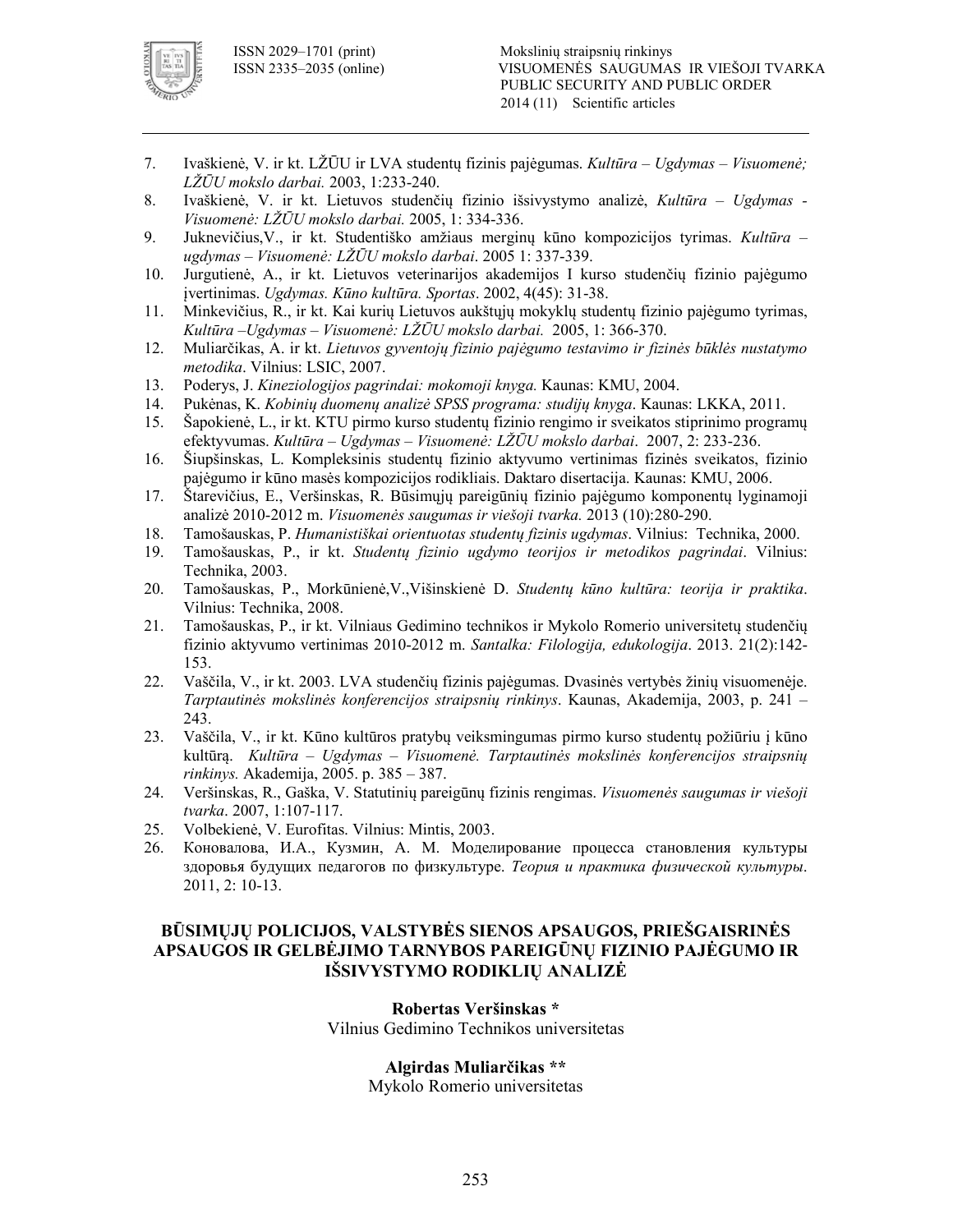7. Ivaškienė, V. ir kt. LŽŪU ir LVA studentų fizinis pajėgumas. *Kultūra – Ugdymas – Visuomenė; LŽŪU mokslo darbai.* 2003, 1:233-240.
8. Ivaškienė, V. ir kt. Lietuvos studenčių fizinio išsivystymo analizė, *Kultūra – Ugdymas - Visuomenė: LŽŪU mokslo darbai.* 2005, 1: 334-336.
9. Juknevičius,V., ir kt. Studentiško amžiaus merginų kūno kompozicijos tyrimas. *Kultūra – ugdymas – Visuomenė: LŽŪU mokslo darbai*. 2005 1: 337-339.
10. Jurgutienė, A., ir kt. Lietuvos veterinarijos akademijos I kurso studenčių fizinio pajėgumo įvertinimas. *Ugdymas. Kūno kultūra. Sportas*. 2002, 4(45): 31-38.
11. Minkevičius, R., ir kt. Kai kurių Lietuvos aukštųjų mokyklų studentų fizinio pajėgumo tyrimas, *Kultūra –Ugdymas – Visuomenė: LŽŪU mokslo darbai.* 2005, 1: 366-370.
12. Muliarčikas, A. ir kt. *Lietuvos gyventojų fizinio pajėgumo testavimo ir fizinės būklės nustatymo metodika*. Vilnius: LSIC, 2007.
13. Poderys, J. *Kineziologijos pagrindai: mokomoji knyga.* Kaunas: KMU, 2004.
14. Pukėnas, K. *Kobinių duomenų analizė SPSS programa: studijų knyga*. Kaunas: LKKA, 2011.
15. Šapokienė, L., ir kt. KTU pirmo kurso studentų fizinio rengimo ir sveikatos stiprinimo programų efektyvumas. *Kultūra – Ugdymas – Visuomenė: LŽŪU mokslo darbai*. 2007, 2: 233-236.
16. Šiupšinskas, L. Kompleksinis studentų fizinio aktyvumo vertinimas fizinės sveikatos, fizinio pajėgumo ir kūno masės kompozicijos rodikliais. Daktaro disertacija. Kaunas: KMU, 2006.
17. Štarevičius, E., Veršinskas, R. Būsimųjų pareigūnių fizinio pajėgumo komponentų lyginamoji analizė 2010-2012 m. *Visuomenės saugumas ir viešoji tvarka.* 2013 (10):280-290.
18. Tamošauskas, P. *Humanistiškai orientuotas studentų fizinis ugdymas*. Vilnius: Technika, 2000.
19. Tamošauskas, P., ir kt. *Studentų fizinio ugdymo teorijos ir metodikos pagrindai*. Vilnius: Technika, 2003.
20. Tamošauskas, P., Morkūnienė,V.,Višinskienė D. *Studentų kūno kultūra: teorija ir praktika*. Vilnius: Technika, 2008.
21. Tamošauskas, P., ir kt. Vilniaus Gedimino technikos ir Mykolo Romerio universitetų studenčių fizinio aktyvumo vertinimas 2010-2012 m. *Santalka: Filologija, edukologija*. 2013. 21(2):142-153.
22. Vaščila, V., ir kt. 2003. LVA studenčių fizinis pajėgumas. Dvasinės vertybės žinių visuomenėje. *Tarptautinės mokslinės konferencijos straipsnių rinkinys*. Kaunas, Akademija, 2003, p. 241 – 243.
23. Vaščila, V., ir kt. Kūno kultūros pratybų veiksmingumas pirmo kurso studentų požiūriu į kūno kultūrą. *Kultūra – Ugdymas – Visuomenė. Tarptautinės mokslinės konferencijos straipsnių rinkinys.* Akademija, 2005. p. 385 – 387.
24. Veršinskas, R., Gaška, V. Statutinių pareigūnų fizinis rengimas. *Visuomenės saugumas ir viešoji tvarka*. 2007, 1:107-117.
25. Volbekienė, V. Eurofitas. Vilnius: Mintis, 2003.
26. Коновалова, И.А., Кузмин, А. М. Моделирование процесса становления культуры здоровья будущих педагогов по физкультуре. *Теория и практика физической культуры*. 2011, 2: 10-13.

## BŪSIMŲJŲ POLICIJOS, VALSTYBĖS SIENOS APSAUGOS, PRIEŠGAISRINĖS APSAUGOS IR GELBĖJIMO TARNYBOS PAREIGŪNŲ FIZINIO PAJĖGUMO IR IŠSIVYSTYMO RODIKLIŲ ANALIZĖ

**Robertas Veršinskas \***
Vilnius Gedimino Technikos universitetas

**Algirdas Muliarčikas \*\***
Mykolo Romerio universitetas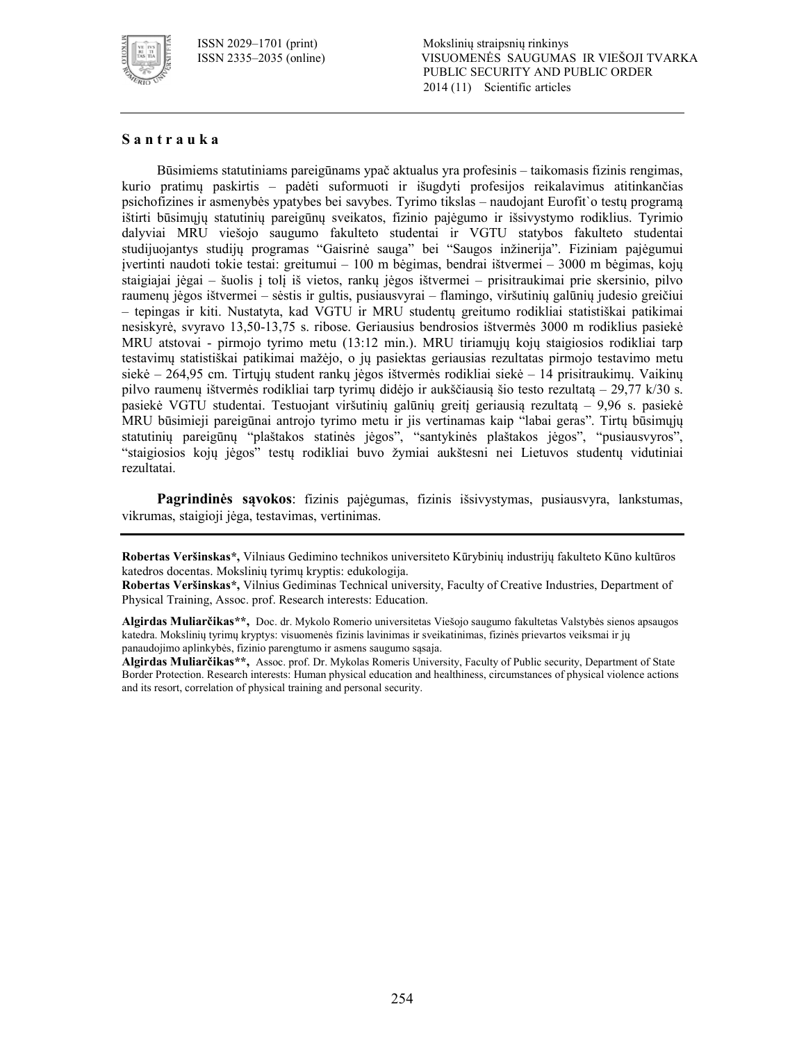## Santrauka

Būsimiems statutiniams pareigūnams ypač aktualus yra profesinis – taikomasis fizinis rengimas, kurio pratimų paskirtis – padėti suformuoti ir išugdyti profesijos reikalavimus atitinkančias psichofizines ir asmenybės ypatybes bei sveikatos. Tyrimo tikslas – naudojant Eurofit`o testų programą ištirti būsimųjų statutinių pareigūnų sveikatos, fizinio pajėgumo ir išsivystymo rodiklius. Tyrimio dalyviai MRU viešojo saugumo fakulteto studentai ir VGTU statybos fakulteto studentai studijuojantys studijų programas "Gaisrinė sauga" bei "Saugos inžinerija". Fiziniam pajėgumui įvertinti naudoti tokie testai: greitumui – 100 m bėgimas, bendrai ištvermei – 3000 m bėgimas, kojų staigiajai jėgai – šuolis į tolį iš vietos, rankų jėgos ištvermei – prisitraukimai prie skersinio, pilvo raumenų jėgos ištvermei – sėstis ir gultis, pusiausvyrai – flamingo, viršutinių galūnių judesio greičiui – tepingas ir kiti. Nustatyta, kad VGTU ir MRU studentų greitumo rodikliai statistiškai patikimai nesiskyrė, svyravo 13,50-13,75 s. ribose. Geriausius bendrosios ištvermės 3000 m rodiklius pasiekė MRU atstovai - pirmojo tyrimo metu (13:12 min.). MRU tiriamųjų kojų staigiosios rodikliai tarp testavimų statistiškai patikimai mažėjo, o jų pasiektas geriausias rezultatas pirmojo testavimo metu siekė – 264,95 cm. Tirtųjų student rankų jėgos ištvermės rodikliai siekė – 14 prisitraukimų. Vaikinų pilvo raumenų ištvermės rodikliai tarp tyrimų didėjo ir aukščiausią šio testo rezultatą – 29,77 k/30 s. pasiekė VGTU studentai. Testuojant viršutinių galūnių greitį geriausią rezultatą – 9,96 s. pasiekė MRU būsimieji pareigūnai antrojo tyrimo metu ir jis vertinamas kaip "labai geras". Tirtų būsimųjų statutinių pareigūnų "plaštakos statinės jėgos", "santykinės plaštakos jėgos", "pusiausvyros", "staigiosios kojų jėgos" testų rodikliai buvo žymiai aukštesni nei Lietuvos studentų vidutiniai rezultatai.

**Pagrindinės sąvokos**: fizinis pajėgumas, fizinis išsivystymas, pusiausvyra, lankstumas, vikrumas, staigioji jėga, testavimas, vertinimas.

---

**Robertas Veršinskas\*,** Vilniaus Gedimino technikos universiteto Kūrybinių industrijų fakulteto Kūno kultūros katedros docentas. Mokslinių tyrimų kryptis: edukologija.

**Robertas Veršinskas\*,** Vilnius Gediminas Technical university, Faculty of Creative Industries, Department of Physical Training, Assoc. prof. Research interests: Education.

**Algirdas Muliarčikas\*\*,** Doc. dr. Mykolo Romerio universitetas Viešojo saugumo fakultetas Valstybės sienos apsaugos katedra. Mokslinių tyrimų kryptys: visuomenės fizinis lavinimas ir sveikatinimas, fizinės prievartos veiksmai ir jų panaudojimo aplinkybės, fizinio parengtumo ir asmens saugumo sąsaja.

**Algirdas Muliarčikas\*\*,** Assoc. prof. Dr. Mykolas Romeris University, Faculty of Public security, Department of State Border Protection. Research interests: Human physical education and healthiness, circumstances of physical violence actions and its resort, correlation of physical training and personal security.